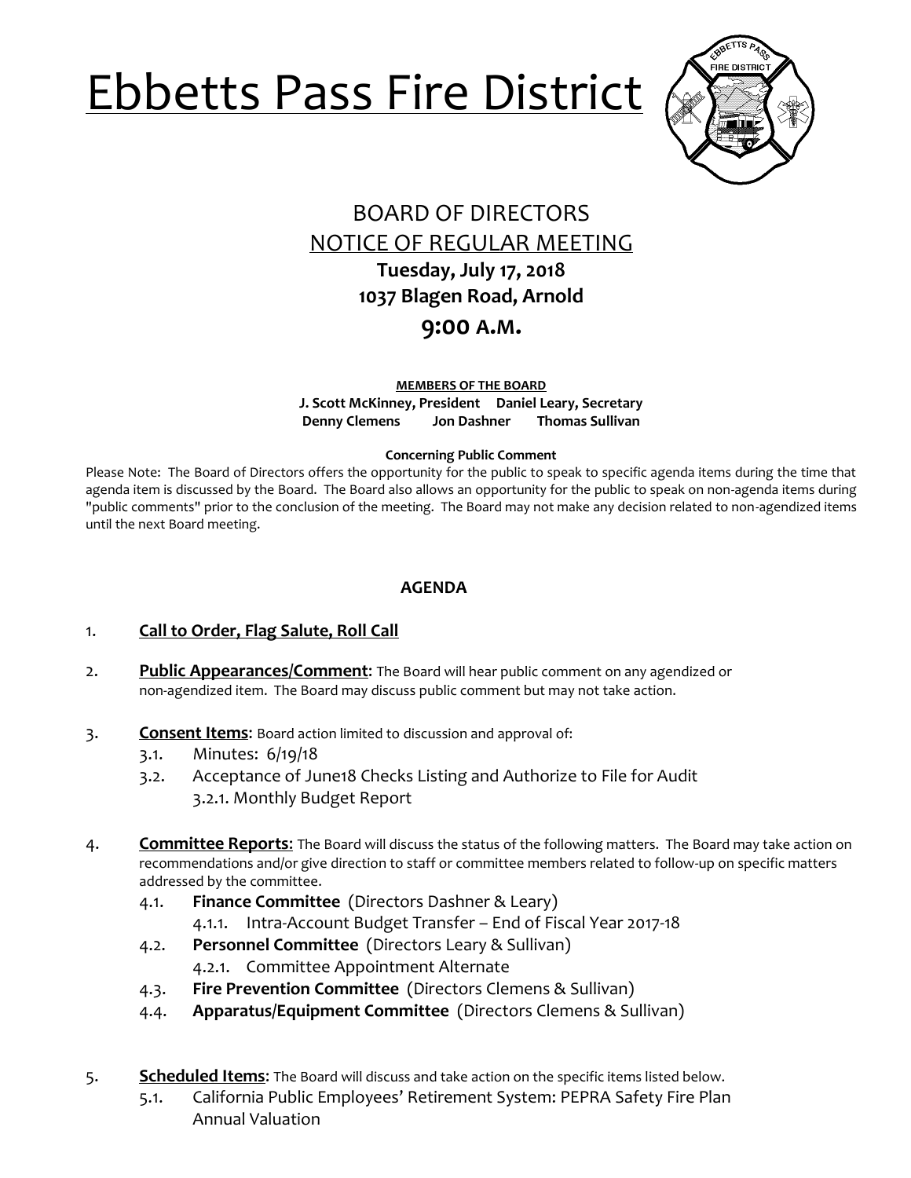# Ebbetts Pass Fire District

## BOARD OF DIRECTORS
## NOTICE OF REGULAR MEETING

**Tuesday, July 17, 2018**
**1037 Blagen Road, Arnold**
**9:00 A.M.**

**MEMBERS OF THE BOARD**
**J. Scott McKinney, President Daniel Leary, Secretary**
**Denny Clemens Jon Dashner Thomas Sullivan**

**Concerning Public Comment**

Please Note: The Board of Directors offers the opportunity for the public to speak to specific agenda items during the time that agenda item is discussed by the Board. The Board also allows an opportunity for the public to speak on non-agenda items during "public comments" prior to the conclusion of the meeting. The Board may not make any decision related to non-agendized items until the next Board meeting.

### AGENDA

1. **Call to Order, Flag Salute, Roll Call**

2. **Public Appearances/Comment**: The Board will hear public comment on any agendized or non-agendized item. The Board may discuss public comment but may not take action.

3. **Consent Items**: Board action limited to discussion and approval of:
   - 3.1. Minutes: 6/19/18
   - 3.2. Acceptance of June18 Checks Listing and Authorize to File for Audit
     - 3.2.1. Monthly Budget Report

4. **Committee Reports**: The Board will discuss the status of the following matters. The Board may take action on recommendations and/or give direction to staff or committee members related to follow-up on specific matters addressed by the committee.
   - 4.1. **Finance Committee** (Directors Dashner & Leary)
     - 4.1.1. Intra-Account Budget Transfer – End of Fiscal Year 2017-18
   - 4.2. **Personnel Committee** (Directors Leary & Sullivan)
     - 4.2.1. Committee Appointment Alternate
   - 4.3. **Fire Prevention Committee** (Directors Clemens & Sullivan)
   - 4.4. **Apparatus/Equipment Committee** (Directors Clemens & Sullivan)

5. **Scheduled Items**: The Board will discuss and take action on the specific items listed below.
   - 5.1. California Public Employees' Retirement System: PEPRA Safety Fire Plan Annual Valuation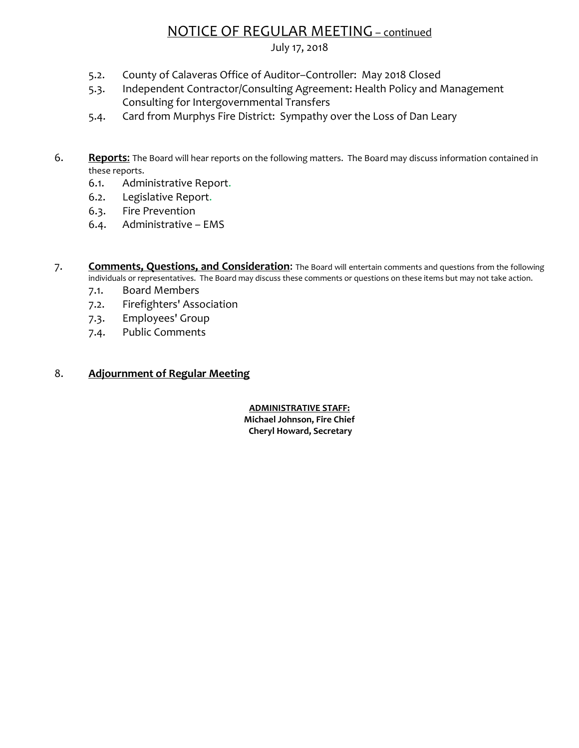# NOTICE OF REGULAR MEETING – continued

July 17, 2018

- 5.2. County of Calaveras Office of Auditor–Controller: May 2018 Closed
- 5.3. Independent Contractor/Consulting Agreement: Health Policy and Management Consulting for Intergovernmental Transfers
- 5.4. Card from Murphys Fire District: Sympathy over the Loss of Dan Leary

6. **Reports:** The Board will hear reports on the following matters. The Board may discuss information contained in these reports.
   - 6.1. Administrative Report.
   - 6.2. Legislative Report.
   - 6.3. Fire Prevention
   - 6.4. Administrative – EMS

7. **Comments, Questions, and Consideration**: The Board will entertain comments and questions from the following individuals or representatives. The Board may discuss these comments or questions on these items but may not take action.
   - 7.1. Board Members
   - 7.2. Firefighters' Association
   - 7.3. Employees' Group
   - 7.4. Public Comments

8. **Adjournment of Regular Meeting**

**ADMINISTRATIVE STAFF:**
**Michael Johnson, Fire Chief**
**Cheryl Howard, Secretary**